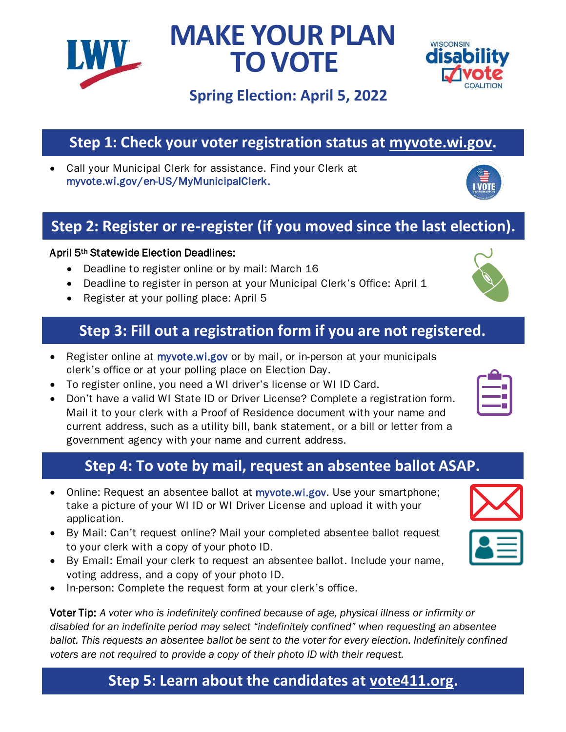# MAKE YOUR PLAN TO VOTE

### Spring Election: April 5, 2022

## Step 1: Check your voter registration status at myvote.wi.gov.

- Call your Municipal Clerk for assistance. Find your Clerk at myvote.wi.gov/en-US/MyMunicipalClerk.

## Step 2: Register or re-register (if you moved since the last election).

April 5th Statewide Election Deadlines:

- Deadline to register online or by mail: March 16
- Deadline to register in person at your Municipal Clerk's Office: April 1
- Register at your polling place: April 5

## Step 3: Fill out a registration form if you are not registered.

- Register online at myvote.wi.gov or by mail, or in-person at your municipals clerk's office or at your polling place on Election Day.
- To register online, you need a WI driver's license or WI ID Card.
- Don't have a valid WI State ID or Driver License? Complete a registration form. Mail it to your clerk with a Proof of Residence document with your name and current address, such as a utility bill, bank statement, or a bill or letter from a government agency with your name and current address.

## Step 4: To vote by mail, request an absentee ballot ASAP.

- Online: Request an absentee ballot at myvote.wi.gov. Use your smartphone; take a picture of your WI ID or WI Driver License and upload it with your application.
- By Mail: Can't request online? Mail your completed absentee ballot request to your clerk with a copy of your photo ID.
- By Email: Email your clerk to request an absentee ballot. Include your name, voting address, and a copy of your photo ID.
- In-person: Complete the request form at your clerk's office.

Voter Tip: *A voter who is indefinitely confined because of age, physical illness or infirmity or disabled for an indefinite period may select "indefinitely confined" when requesting an absentee ballot. This requests an absentee ballot be sent to the voter for every election. Indefinitely confined voters are not required to provide a copy of their photo ID with their request.*

## Step 5: Learn about the candidates at vote411.org.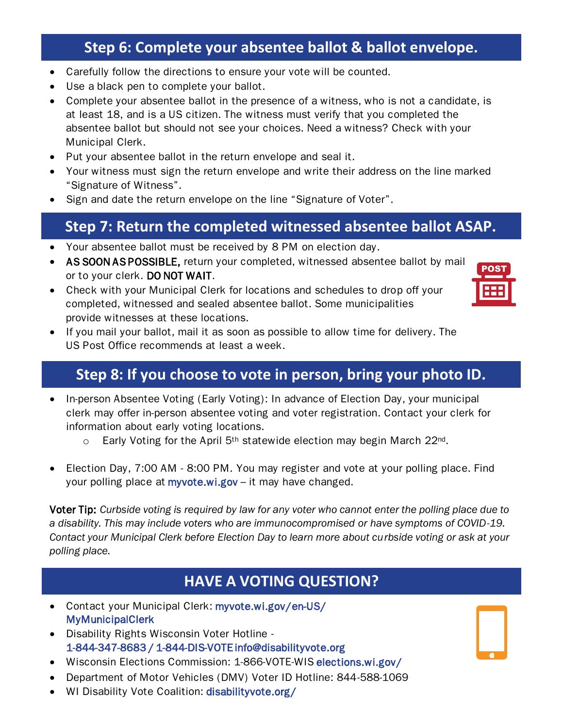## Step 6: Complete your absentee ballot & ballot envelope.

- Carefully follow the directions to ensure your vote will be counted.
- Use a black pen to complete your ballot.
- Complete your absentee ballot in the presence of a witness, who is not a candidate, is at least 18, and is a US citizen. The witness must verify that you completed the absentee ballot but should not see your choices. Need a witness? Check with your Municipal Clerk.
- Put your absentee ballot in the return envelope and seal it.
- Your witness must sign the return envelope and write their address on the line marked "Signature of Witness".
- Sign and date the return envelope on the line "Signature of Voter".

## Step 7: Return the completed witnessed absentee ballot ASAP.

- Your absentee ballot must be received by 8 PM on election day.
- AS SOON AS POSSIBLE, return your completed, witnessed absentee ballot by mail or to your clerk. DO NOT WAIT.
- Check with your Municipal Clerk for locations and schedules to drop off your completed, witnessed and sealed absentee ballot. Some municipalities provide witnesses at these locations.
- If you mail your ballot, mail it as soon as possible to allow time for delivery. The US Post Office recommends at least a week.

## Step 8: If you choose to vote in person, bring your photo ID.

- In-person Absentee Voting (Early Voting): In advance of Election Day, your municipal clerk may offer in-person absentee voting and voter registration. Contact your clerk for information about early voting locations.
  - Early Voting for the April 5th statewide election may begin March 22nd.
- Election Day, 7:00 AM - 8:00 PM. You may register and vote at your polling place. Find your polling place at myvote.wi.gov – it may have changed.

**Voter Tip:** *Curbside voting is required by law for any voter who cannot enter the polling place due to a disability. This may include voters who are immunocompromised or have symptoms of COVID-19. Contact your Municipal Clerk before Election Day to learn more about curbside voting or ask at your polling place.*

## HAVE A VOTING QUESTION?

- Contact your Municipal Clerk: myvote.wi.gov/en-US/MyMunicipalClerk
- Disability Rights Wisconsin Voter Hotline - 1-844-347-8683 / 1-844-DIS-VOTE info@disabilityvote.org
- Wisconsin Elections Commission: 1-866-VOTE-WIS elections.wi.gov/
- Department of Motor Vehicles (DMV) Voter ID Hotline: 844-588-1069
- WI Disability Vote Coalition: disabilityvote.org/